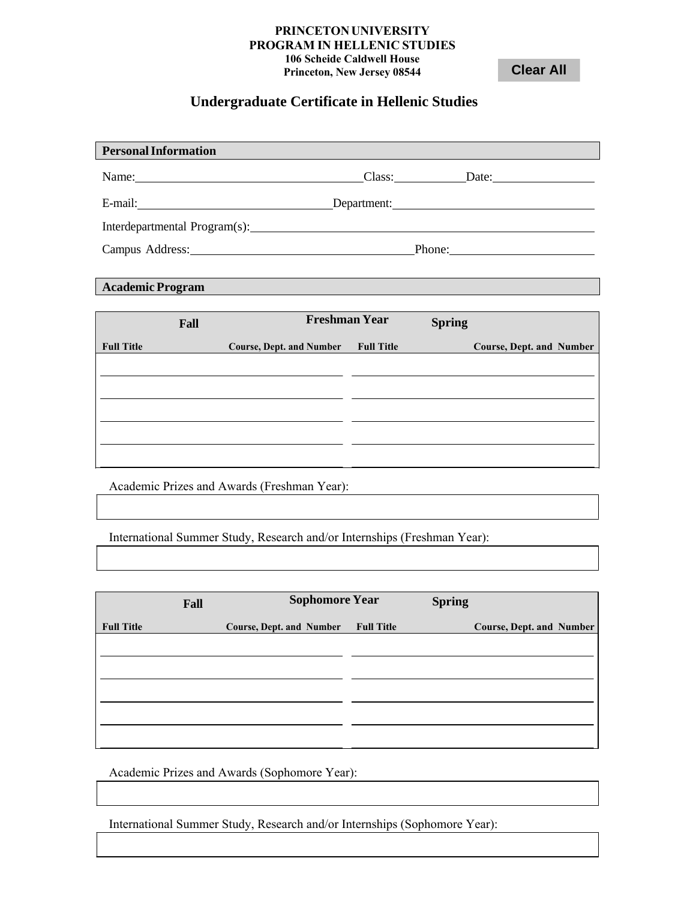**PRINCETON UNIVERSITY**
**PROGRAM IN HELLENIC STUDIES**
**106 Scheide Caldwell House**
**Princeton, New Jersey 08544**

Clear All

# Undergraduate Certificate in Hellenic Studies

## Personal Information

Name: ______________________ Class: __________ Date: ______________

E-mail: ______________________ Department: ______________________

Interdepartmental Program(s): ______________________________________

Campus Address: ______________________ Phone: ______________________

## Academic Program

| Freshman Year | | | |
|---|---|---|---|
| **Fall** | | **Spring** | |
| **Full Title** | **Course, Dept. and Number** | **Full Title** | **Course, Dept. and Number** |
| | | | |
| | | | |
| | | | |
| | | | |
| | | | |

Academic Prizes and Awards (Freshman Year):

International Summer Study, Research and/or Internships (Freshman Year):

| Sophomore Year | | | |
|---|---|---|---|
| **Fall** | | **Spring** | |
| **Full Title** | **Course, Dept. and Number** | **Full Title** | **Course, Dept. and Number** |
| | | | |
| | | | |
| | | | |
| | | | |
| | | | |

Academic Prizes and Awards (Sophomore Year):

International Summer Study, Research and/or Internships (Sophomore Year):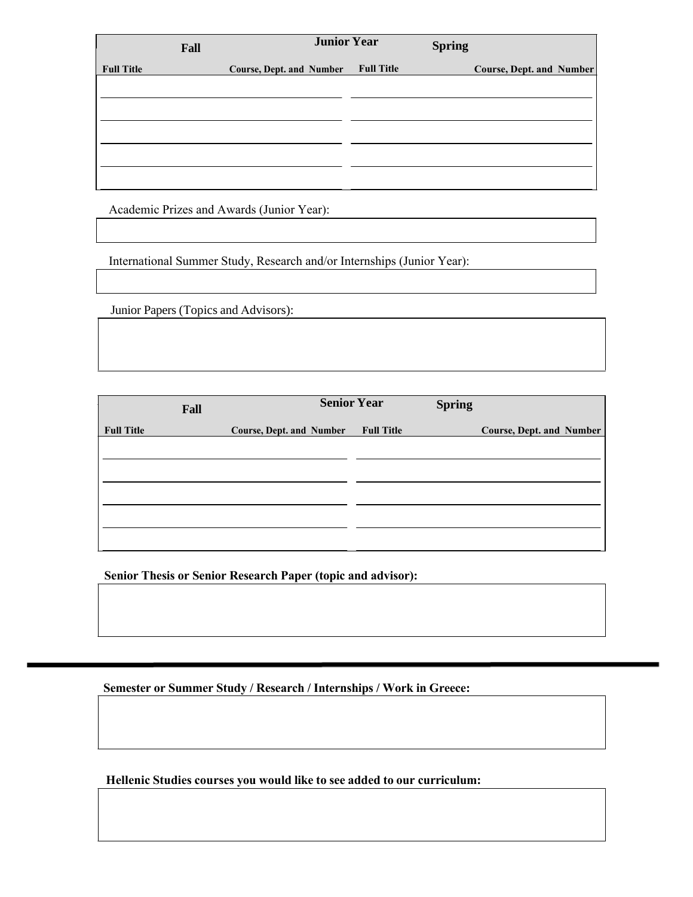| Junior Year | | | |
| --- | --- | --- | --- |
| **Fall** | | **Spring** | |
| **Full Title** | **Course, Dept. and Number** | **Full Title** | **Course, Dept. and Number** |
| | | | |
| | | | |
| | | | |
| | | | |
| | | | |

Academic Prizes and Awards (Junior Year):

| |
| --- |
| |

International Summer Study, Research and/or Internships (Junior Year):

| |
| --- |
| |

Junior Papers (Topics and Advisors):

| |
| --- |
| |

| Senior Year | | | |
| --- | --- | --- | --- |
| **Fall** | | **Spring** | |
| **Full Title** | **Course, Dept. and Number** | **Full Title** | **Course, Dept. and Number** |
| | | | |
| | | | |
| | | | |
| | | | |
| | | | |

**Senior Thesis or Senior Research Paper (topic and advisor):**

| |
| --- |
| |

---

**Semester or Summer Study / Research / Internships / Work in Greece:**

| |
| --- |
| |

**Hellenic Studies courses you would like to see added to our curriculum:**

| |
| --- |
| |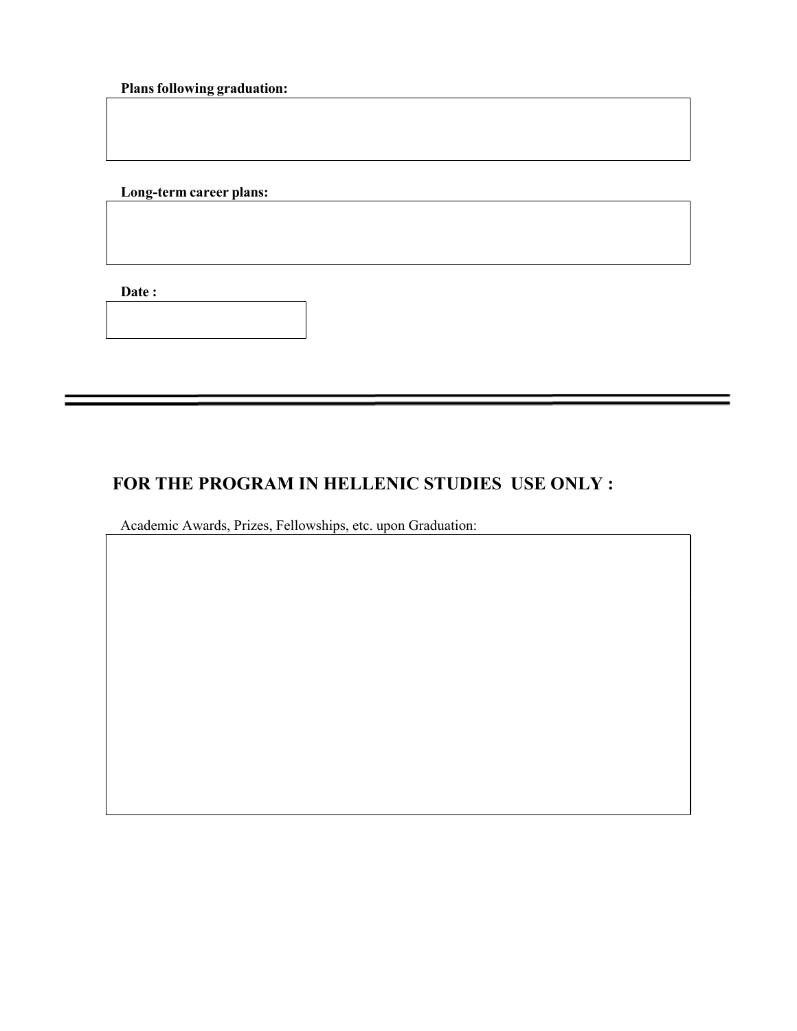**Plans following graduation:**

**Long-term career plans:**

**Date :**

---

## FOR THE PROGRAM IN HELLENIC STUDIES USE ONLY :

Academic Awards, Prizes, Fellowships, etc. upon Graduation: